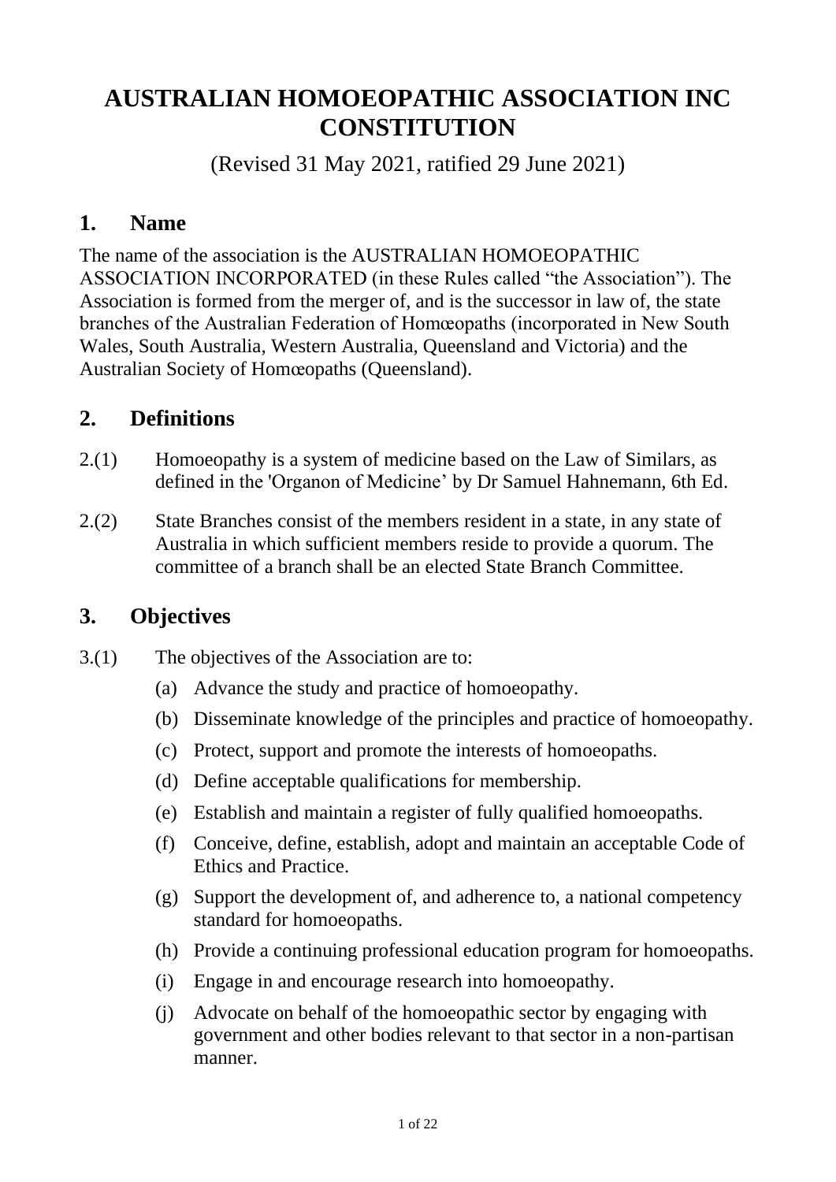# AUSTRALIAN HOMOEOPATHIC ASSOCIATION INC CONSTITUTION

(Revised 31 May 2021, ratified 29 June 2021)

## 1. Name

The name of the association is the AUSTRALIAN HOMOEOPATHIC ASSOCIATION INCORPORATED (in these Rules called "the Association"). The Association is formed from the merger of, and is the successor in law of, the state branches of the Australian Federation of Homœopaths (incorporated in New South Wales, South Australia, Western Australia, Queensland and Victoria) and the Australian Society of Homœopaths (Queensland).

## 2. Definitions

2.(1) Homoeopathy is a system of medicine based on the Law of Similars, as defined in the 'Organon of Medicine' by Dr Samuel Hahnemann, 6th Ed.

2.(2) State Branches consist of the members resident in a state, in any state of Australia in which sufficient members reside to provide a quorum. The committee of a branch shall be an elected State Branch Committee.

## 3. Objectives

3.(1) The objectives of the Association are to:

- (a) Advance the study and practice of homoeopathy.
- (b) Disseminate knowledge of the principles and practice of homoeopathy.
- (c) Protect, support and promote the interests of homoeopaths.
- (d) Define acceptable qualifications for membership.
- (e) Establish and maintain a register of fully qualified homoeopaths.
- (f) Conceive, define, establish, adopt and maintain an acceptable Code of Ethics and Practice.
- (g) Support the development of, and adherence to, a national competency standard for homoeopaths.
- (h) Provide a continuing professional education program for homoeopaths.
- (i) Engage in and encourage research into homoeopathy.
- (j) Advocate on behalf of the homoeopathic sector by engaging with government and other bodies relevant to that sector in a non-partisan manner.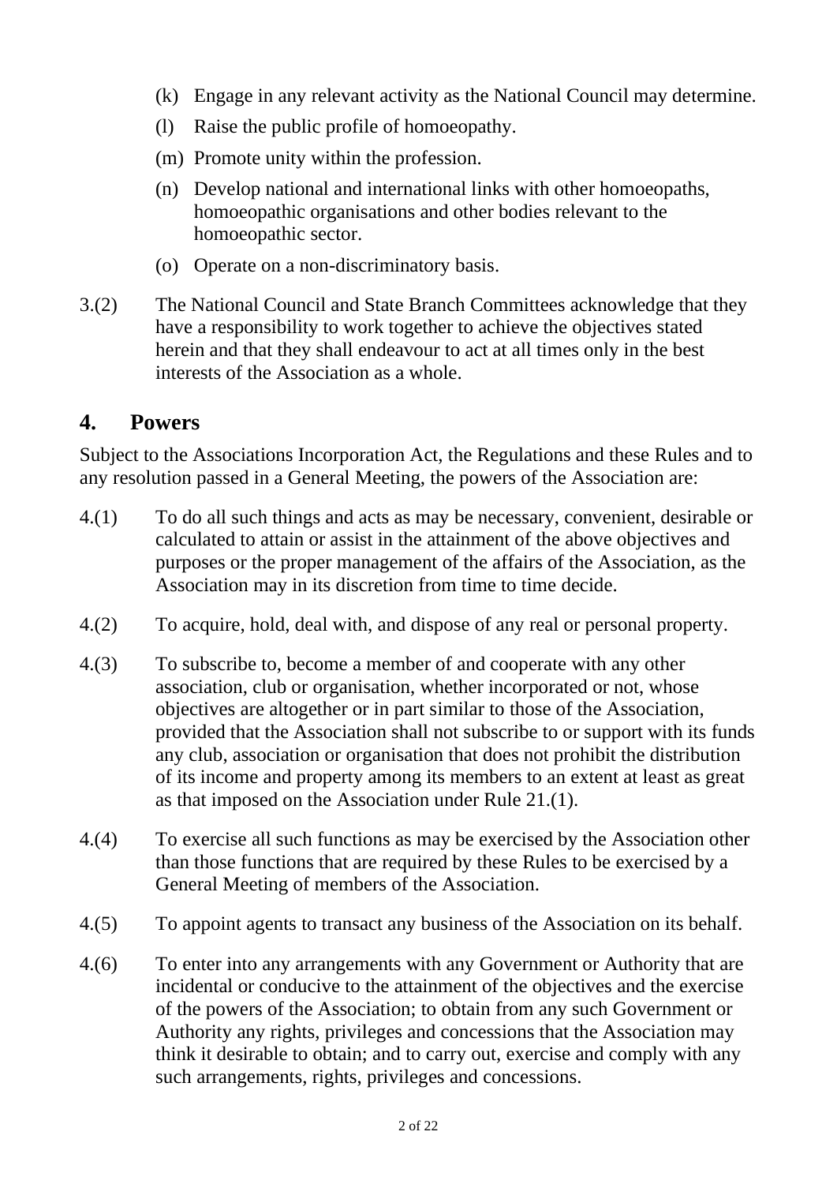(k) Engage in any relevant activity as the National Council may determine.

(l) Raise the public profile of homoeopathy.

(m) Promote unity within the profession.

(n) Develop national and international links with other homoeopaths, homoeopathic organisations and other bodies relevant to the homoeopathic sector.

(o) Operate on a non-discriminatory basis.

3.(2) The National Council and State Branch Committees acknowledge that they have a responsibility to work together to achieve the objectives stated herein and that they shall endeavour to act at all times only in the best interests of the Association as a whole.

## 4. Powers

Subject to the Associations Incorporation Act, the Regulations and these Rules and to any resolution passed in a General Meeting, the powers of the Association are:

4.(1) To do all such things and acts as may be necessary, convenient, desirable or calculated to attain or assist in the attainment of the above objectives and purposes or the proper management of the affairs of the Association, as the Association may in its discretion from time to time decide.

4.(2) To acquire, hold, deal with, and dispose of any real or personal property.

4.(3) To subscribe to, become a member of and cooperate with any other association, club or organisation, whether incorporated or not, whose objectives are altogether or in part similar to those of the Association, provided that the Association shall not subscribe to or support with its funds any club, association or organisation that does not prohibit the distribution of its income and property among its members to an extent at least as great as that imposed on the Association under Rule 21.(1).

4.(4) To exercise all such functions as may be exercised by the Association other than those functions that are required by these Rules to be exercised by a General Meeting of members of the Association.

4.(5) To appoint agents to transact any business of the Association on its behalf.

4.(6) To enter into any arrangements with any Government or Authority that are incidental or conducive to the attainment of the objectives and the exercise of the powers of the Association; to obtain from any such Government or Authority any rights, privileges and concessions that the Association may think it desirable to obtain; and to carry out, exercise and comply with any such arrangements, rights, privileges and concessions.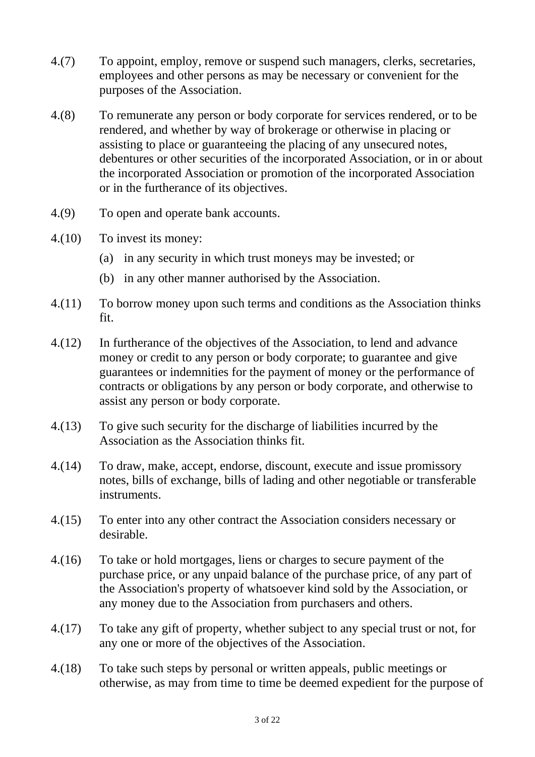4.(7) To appoint, employ, remove or suspend such managers, clerks, secretaries, employees and other persons as may be necessary or convenient for the purposes of the Association.

4.(8) To remunerate any person or body corporate for services rendered, or to be rendered, and whether by way of brokerage or otherwise in placing or assisting to place or guaranteeing the placing of any unsecured notes, debentures or other securities of the incorporated Association, or in or about the incorporated Association or promotion of the incorporated Association or in the furtherance of its objectives.

4.(9) To open and operate bank accounts.

4.(10) To invest its money:

(a) in any security in which trust moneys may be invested; or

(b) in any other manner authorised by the Association.

4.(11) To borrow money upon such terms and conditions as the Association thinks fit.

4.(12) In furtherance of the objectives of the Association, to lend and advance money or credit to any person or body corporate; to guarantee and give guarantees or indemnities for the payment of money or the performance of contracts or obligations by any person or body corporate, and otherwise to assist any person or body corporate.

4.(13) To give such security for the discharge of liabilities incurred by the Association as the Association thinks fit.

4.(14) To draw, make, accept, endorse, discount, execute and issue promissory notes, bills of exchange, bills of lading and other negotiable or transferable instruments.

4.(15) To enter into any other contract the Association considers necessary or desirable.

4.(16) To take or hold mortgages, liens or charges to secure payment of the purchase price, or any unpaid balance of the purchase price, of any part of the Association's property of whatsoever kind sold by the Association, or any money due to the Association from purchasers and others.

4.(17) To take any gift of property, whether subject to any special trust or not, for any one or more of the objectives of the Association.

4.(18) To take such steps by personal or written appeals, public meetings or otherwise, as may from time to time be deemed expedient for the purpose of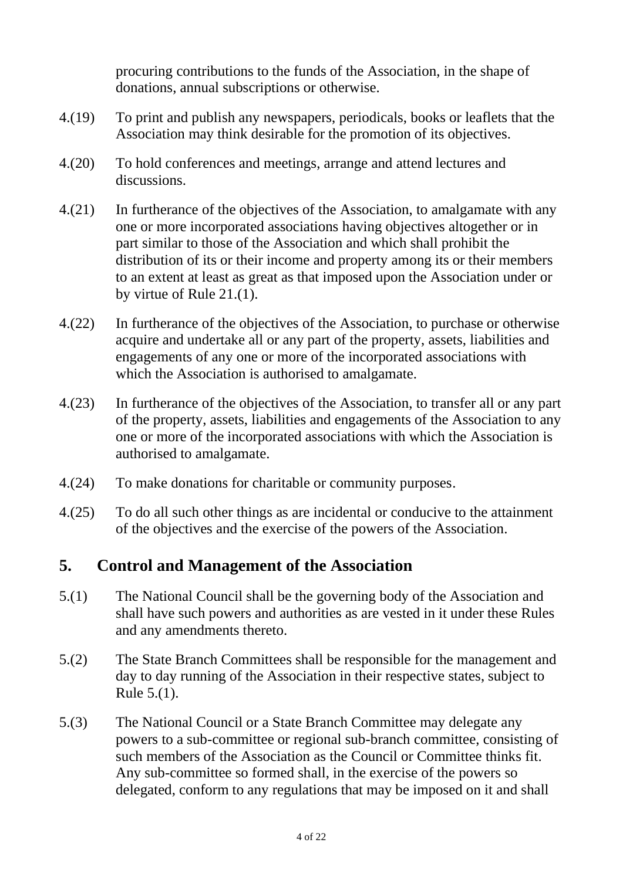procuring contributions to the funds of the Association, in the shape of donations, annual subscriptions or otherwise.

4.(19) To print and publish any newspapers, periodicals, books or leaflets that the Association may think desirable for the promotion of its objectives.

4.(20) To hold conferences and meetings, arrange and attend lectures and discussions.

4.(21) In furtherance of the objectives of the Association, to amalgamate with any one or more incorporated associations having objectives altogether or in part similar to those of the Association and which shall prohibit the distribution of its or their income and property among its or their members to an extent at least as great as that imposed upon the Association under or by virtue of Rule 21.(1).

4.(22) In furtherance of the objectives of the Association, to purchase or otherwise acquire and undertake all or any part of the property, assets, liabilities and engagements of any one or more of the incorporated associations with which the Association is authorised to amalgamate.

4.(23) In furtherance of the objectives of the Association, to transfer all or any part of the property, assets, liabilities and engagements of the Association to any one or more of the incorporated associations with which the Association is authorised to amalgamate.

4.(24) To make donations for charitable or community purposes.

4.(25) To do all such other things as are incidental or conducive to the attainment of the objectives and the exercise of the powers of the Association.

## 5. Control and Management of the Association

5.(1) The National Council shall be the governing body of the Association and shall have such powers and authorities as are vested in it under these Rules and any amendments thereto.

5.(2) The State Branch Committees shall be responsible for the management and day to day running of the Association in their respective states, subject to Rule 5.(1).

5.(3) The National Council or a State Branch Committee may delegate any powers to a sub-committee or regional sub-branch committee, consisting of such members of the Association as the Council or Committee thinks fit. Any sub-committee so formed shall, in the exercise of the powers so delegated, conform to any regulations that may be imposed on it and shall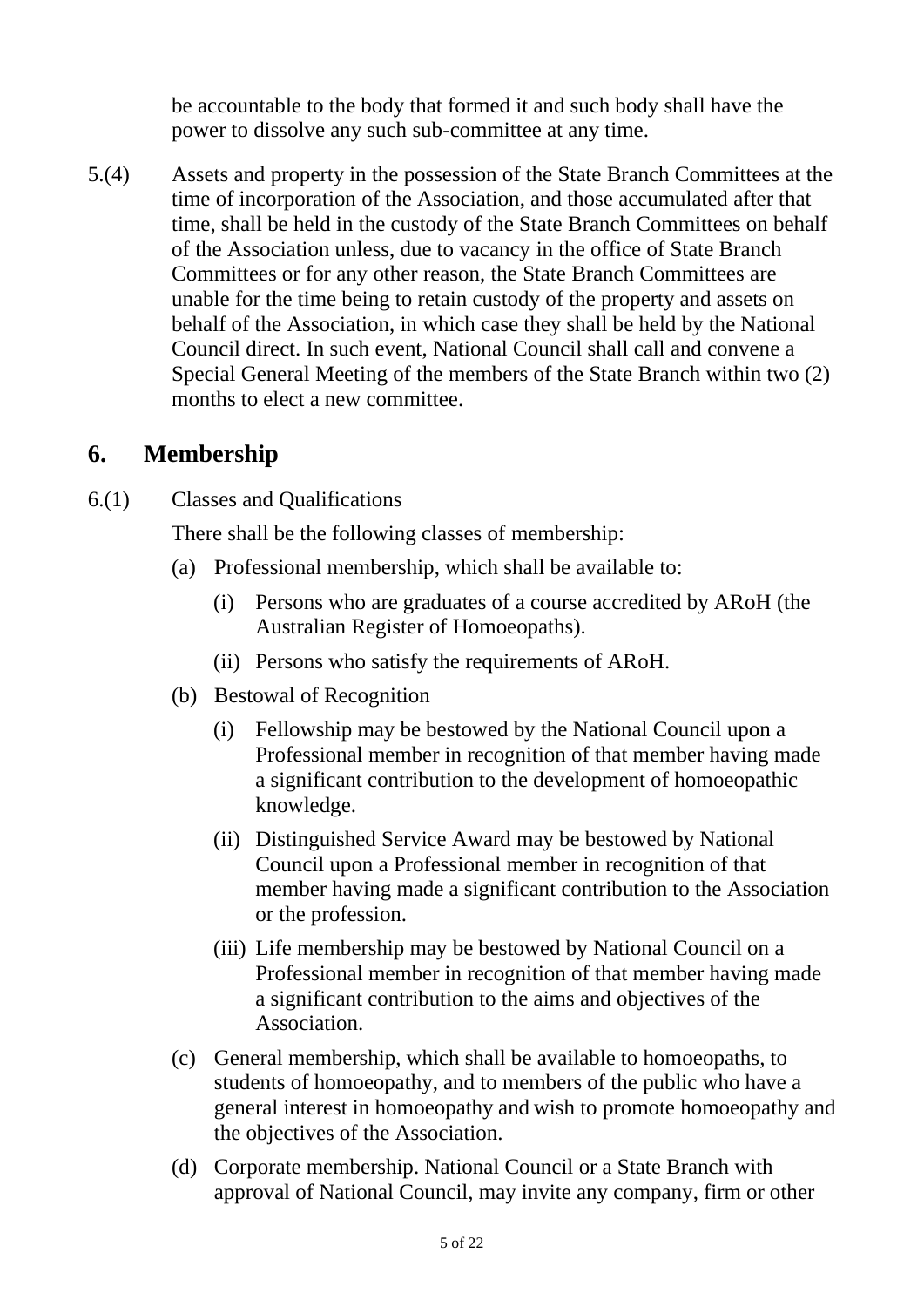be accountable to the body that formed it and such body shall have the power to dissolve any such sub-committee at any time.

5.(4) Assets and property in the possession of the State Branch Committees at the time of incorporation of the Association, and those accumulated after that time, shall be held in the custody of the State Branch Committees on behalf of the Association unless, due to vacancy in the office of State Branch Committees or for any other reason, the State Branch Committees are unable for the time being to retain custody of the property and assets on behalf of the Association, in which case they shall be held by the National Council direct. In such event, National Council shall call and convene a Special General Meeting of the members of the State Branch within two (2) months to elect a new committee.

## 6. Membership

6.(1) Classes and Qualifications

There shall be the following classes of membership:

(a) Professional membership, which shall be available to:

   (i) Persons who are graduates of a course accredited by ARoH (the Australian Register of Homoeopaths).

   (ii) Persons who satisfy the requirements of ARoH.

(b) Bestowal of Recognition

   (i) Fellowship may be bestowed by the National Council upon a Professional member in recognition of that member having made a significant contribution to the development of homoeopathic knowledge.

   (ii) Distinguished Service Award may be bestowed by National Council upon a Professional member in recognition of that member having made a significant contribution to the Association or the profession.

   (iii) Life membership may be bestowed by National Council on a Professional member in recognition of that member having made a significant contribution to the aims and objectives of the Association.

(c) General membership, which shall be available to homoeopaths, to students of homoeopathy, and to members of the public who have a general interest in homoeopathy and wish to promote homoeopathy and the objectives of the Association.

(d) Corporate membership. National Council or a State Branch with approval of National Council, may invite any company, firm or other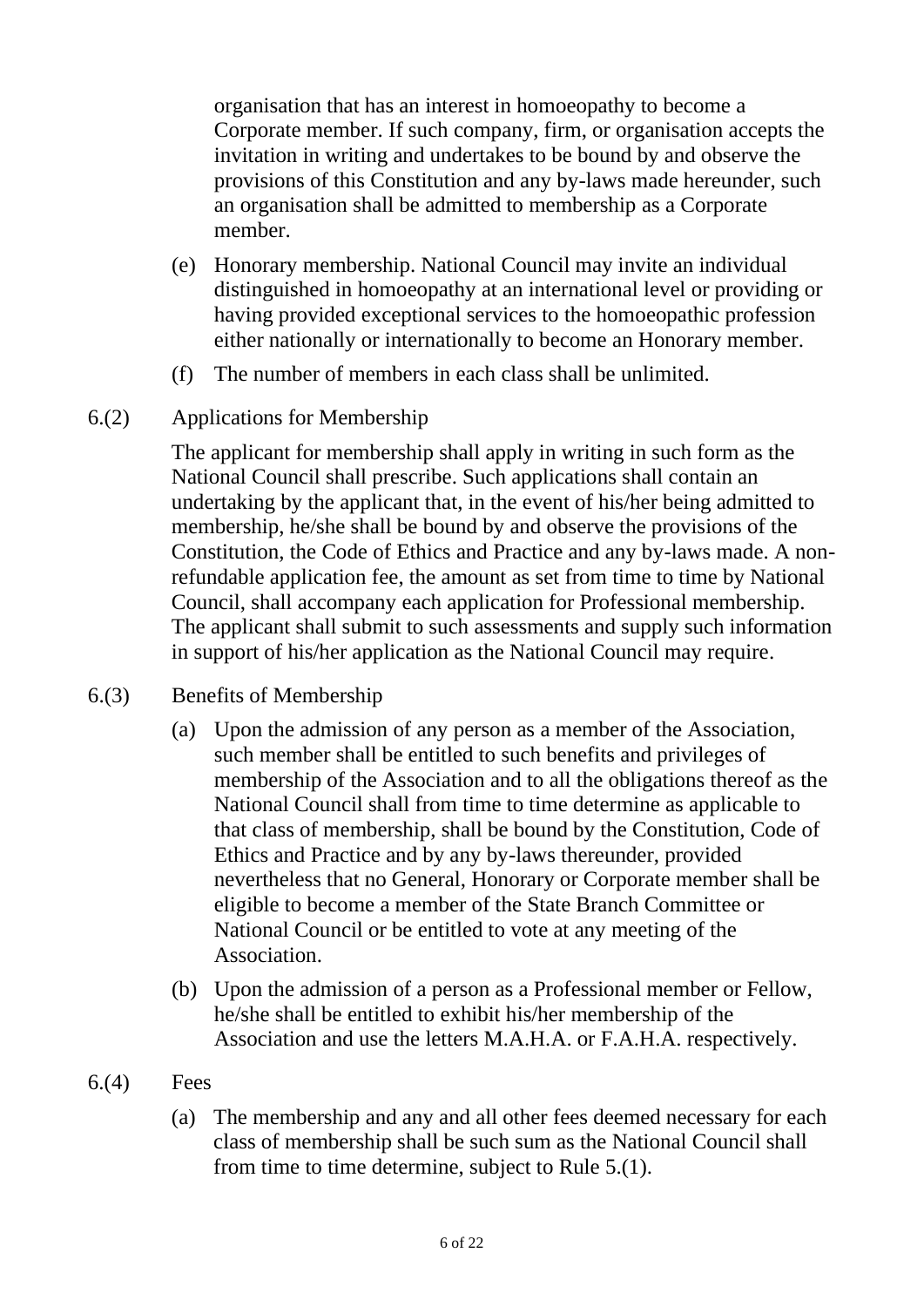organisation that has an interest in homoeopathy to become a Corporate member. If such company, firm, or organisation accepts the invitation in writing and undertakes to be bound by and observe the provisions of this Constitution and any by-laws made hereunder, such an organisation shall be admitted to membership as a Corporate member.

(e) Honorary membership. National Council may invite an individual distinguished in homoeopathy at an international level or providing or having provided exceptional services to the homoeopathic profession either nationally or internationally to become an Honorary member.

(f) The number of members in each class shall be unlimited.

6.(2) Applications for Membership

The applicant for membership shall apply in writing in such form as the National Council shall prescribe. Such applications shall contain an undertaking by the applicant that, in the event of his/her being admitted to membership, he/she shall be bound by and observe the provisions of the Constitution, the Code of Ethics and Practice and any by-laws made. A non-refundable application fee, the amount as set from time to time by National Council, shall accompany each application for Professional membership. The applicant shall submit to such assessments and supply such information in support of his/her application as the National Council may require.

6.(3) Benefits of Membership

(a) Upon the admission of any person as a member of the Association, such member shall be entitled to such benefits and privileges of membership of the Association and to all the obligations thereof as the National Council shall from time to time determine as applicable to that class of membership, shall be bound by the Constitution, Code of Ethics and Practice and by any by-laws thereunder, provided nevertheless that no General, Honorary or Corporate member shall be eligible to become a member of the State Branch Committee or National Council or be entitled to vote at any meeting of the Association.

(b) Upon the admission of a person as a Professional member or Fellow, he/she shall be entitled to exhibit his/her membership of the Association and use the letters M.A.H.A. or F.A.H.A. respectively.

6.(4) Fees

(a) The membership and any and all other fees deemed necessary for each class of membership shall be such sum as the National Council shall from time to time determine, subject to Rule 5.(1).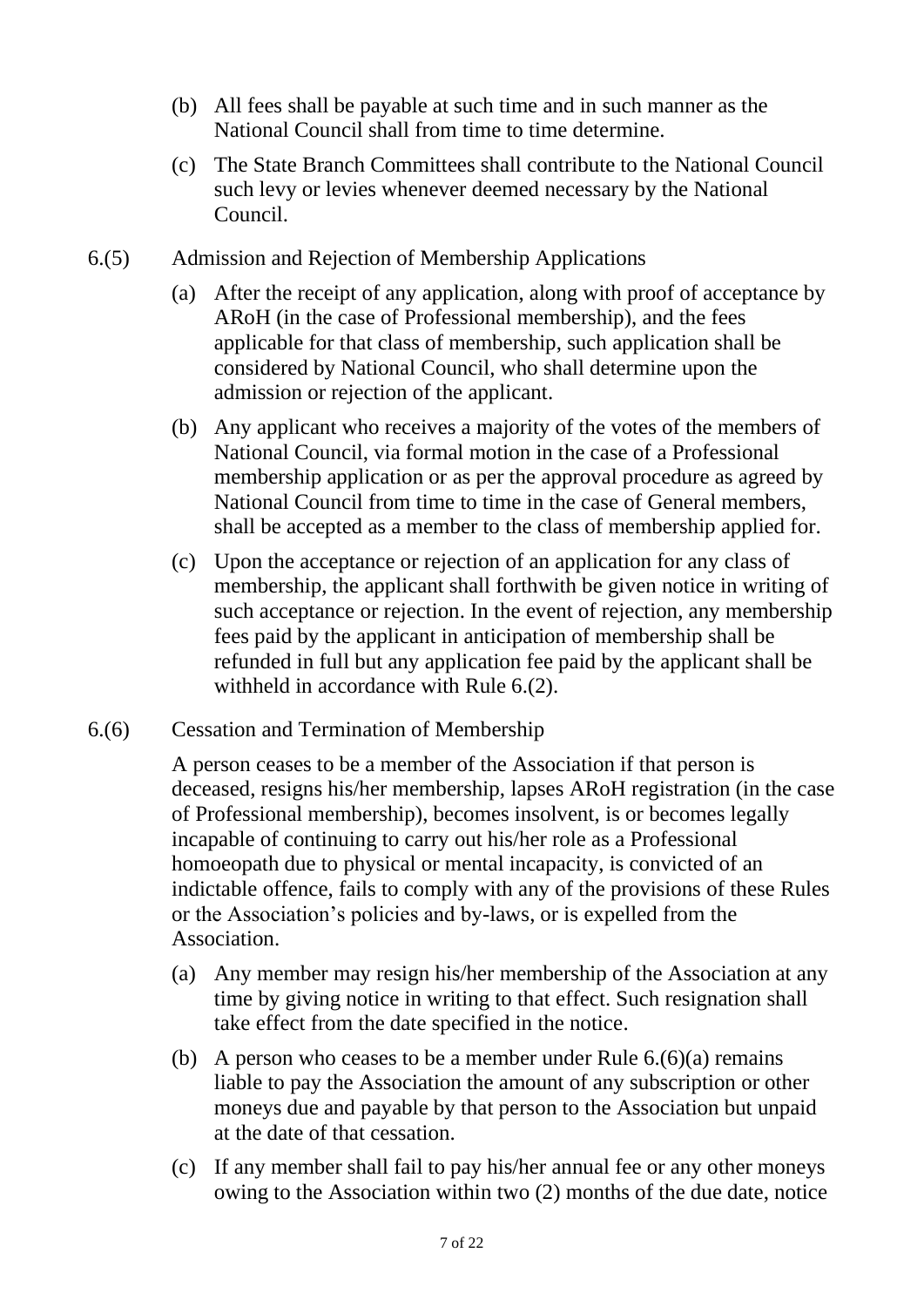(b) All fees shall be payable at such time and in such manner as the National Council shall from time to time determine.

(c) The State Branch Committees shall contribute to the National Council such levy or levies whenever deemed necessary by the National Council.

6.(5) Admission and Rejection of Membership Applications

(a) After the receipt of any application, along with proof of acceptance by ARoH (in the case of Professional membership), and the fees applicable for that class of membership, such application shall be considered by National Council, who shall determine upon the admission or rejection of the applicant.

(b) Any applicant who receives a majority of the votes of the members of National Council, via formal motion in the case of a Professional membership application or as per the approval procedure as agreed by National Council from time to time in the case of General members, shall be accepted as a member to the class of membership applied for.

(c) Upon the acceptance or rejection of an application for any class of membership, the applicant shall forthwith be given notice in writing of such acceptance or rejection. In the event of rejection, any membership fees paid by the applicant in anticipation of membership shall be refunded in full but any application fee paid by the applicant shall be withheld in accordance with Rule 6.(2).

6.(6) Cessation and Termination of Membership

A person ceases to be a member of the Association if that person is deceased, resigns his/her membership, lapses ARoH registration (in the case of Professional membership), becomes insolvent, is or becomes legally incapable of continuing to carry out his/her role as a Professional homoeopath due to physical or mental incapacity, is convicted of an indictable offence, fails to comply with any of the provisions of these Rules or the Association's policies and by-laws, or is expelled from the Association.

(a) Any member may resign his/her membership of the Association at any time by giving notice in writing to that effect. Such resignation shall take effect from the date specified in the notice.

(b) A person who ceases to be a member under Rule 6.(6)(a) remains liable to pay the Association the amount of any subscription or other moneys due and payable by that person to the Association but unpaid at the date of that cessation.

(c) If any member shall fail to pay his/her annual fee or any other moneys owing to the Association within two (2) months of the due date, notice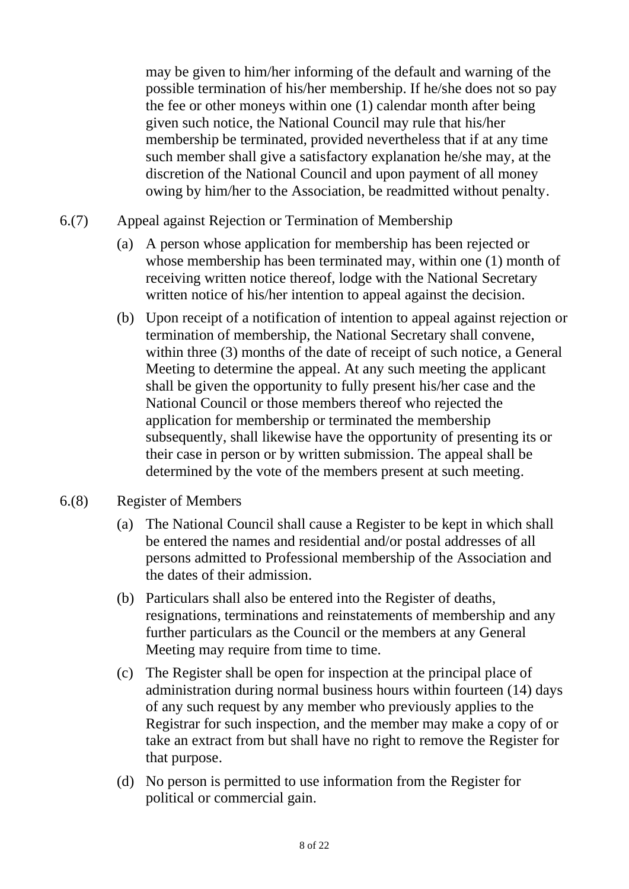may be given to him/her informing of the default and warning of the possible termination of his/her membership. If he/she does not so pay the fee or other moneys within one (1) calendar month after being given such notice, the National Council may rule that his/her membership be terminated, provided nevertheless that if at any time such member shall give a satisfactory explanation he/she may, at the discretion of the National Council and upon payment of all money owing by him/her to the Association, be readmitted without penalty.

6.(7) Appeal against Rejection or Termination of Membership

(a) A person whose application for membership has been rejected or whose membership has been terminated may, within one (1) month of receiving written notice thereof, lodge with the National Secretary written notice of his/her intention to appeal against the decision.

(b) Upon receipt of a notification of intention to appeal against rejection or termination of membership, the National Secretary shall convene, within three (3) months of the date of receipt of such notice, a General Meeting to determine the appeal. At any such meeting the applicant shall be given the opportunity to fully present his/her case and the National Council or those members thereof who rejected the application for membership or terminated the membership subsequently, shall likewise have the opportunity of presenting its or their case in person or by written submission. The appeal shall be determined by the vote of the members present at such meeting.

6.(8) Register of Members

(a) The National Council shall cause a Register to be kept in which shall be entered the names and residential and/or postal addresses of all persons admitted to Professional membership of the Association and the dates of their admission.

(b) Particulars shall also be entered into the Register of deaths, resignations, terminations and reinstatements of membership and any further particulars as the Council or the members at any General Meeting may require from time to time.

(c) The Register shall be open for inspection at the principal place of administration during normal business hours within fourteen (14) days of any such request by any member who previously applies to the Registrar for such inspection, and the member may make a copy of or take an extract from but shall have no right to remove the Register for that purpose.

(d) No person is permitted to use information from the Register for political or commercial gain.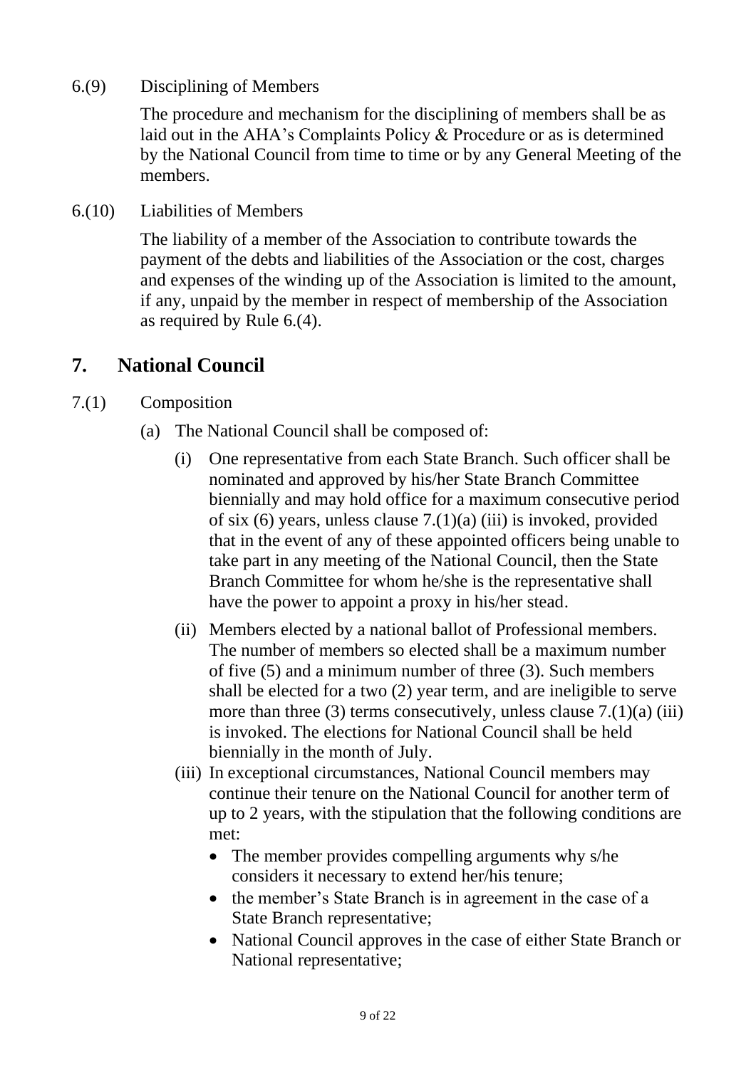6.(9) Disciplining of Members

The procedure and mechanism for the disciplining of members shall be as laid out in the AHA's Complaints Policy & Procedure or as is determined by the National Council from time to time or by any General Meeting of the members.

6.(10) Liabilities of Members

The liability of a member of the Association to contribute towards the payment of the debts and liabilities of the Association or the cost, charges and expenses of the winding up of the Association is limited to the amount, if any, unpaid by the member in respect of membership of the Association as required by Rule 6.(4).

## 7. National Council

7.(1) Composition

(a) The National Council shall be composed of:

(i) One representative from each State Branch. Such officer shall be nominated and approved by his/her State Branch Committee biennially and may hold office for a maximum consecutive period of six (6) years, unless clause 7.(1)(a) (iii) is invoked, provided that in the event of any of these appointed officers being unable to take part in any meeting of the National Council, then the State Branch Committee for whom he/she is the representative shall have the power to appoint a proxy in his/her stead.

(ii) Members elected by a national ballot of Professional members. The number of members so elected shall be a maximum number of five (5) and a minimum number of three (3). Such members shall be elected for a two (2) year term, and are ineligible to serve more than three (3) terms consecutively, unless clause 7.(1)(a) (iii) is invoked. The elections for National Council shall be held biennially in the month of July.

(iii) In exceptional circumstances, National Council members may continue their tenure on the National Council for another term of up to 2 years, with the stipulation that the following conditions are met:

- The member provides compelling arguments why s/he considers it necessary to extend her/his tenure;
- the member's State Branch is in agreement in the case of a State Branch representative;
- National Council approves in the case of either State Branch or National representative;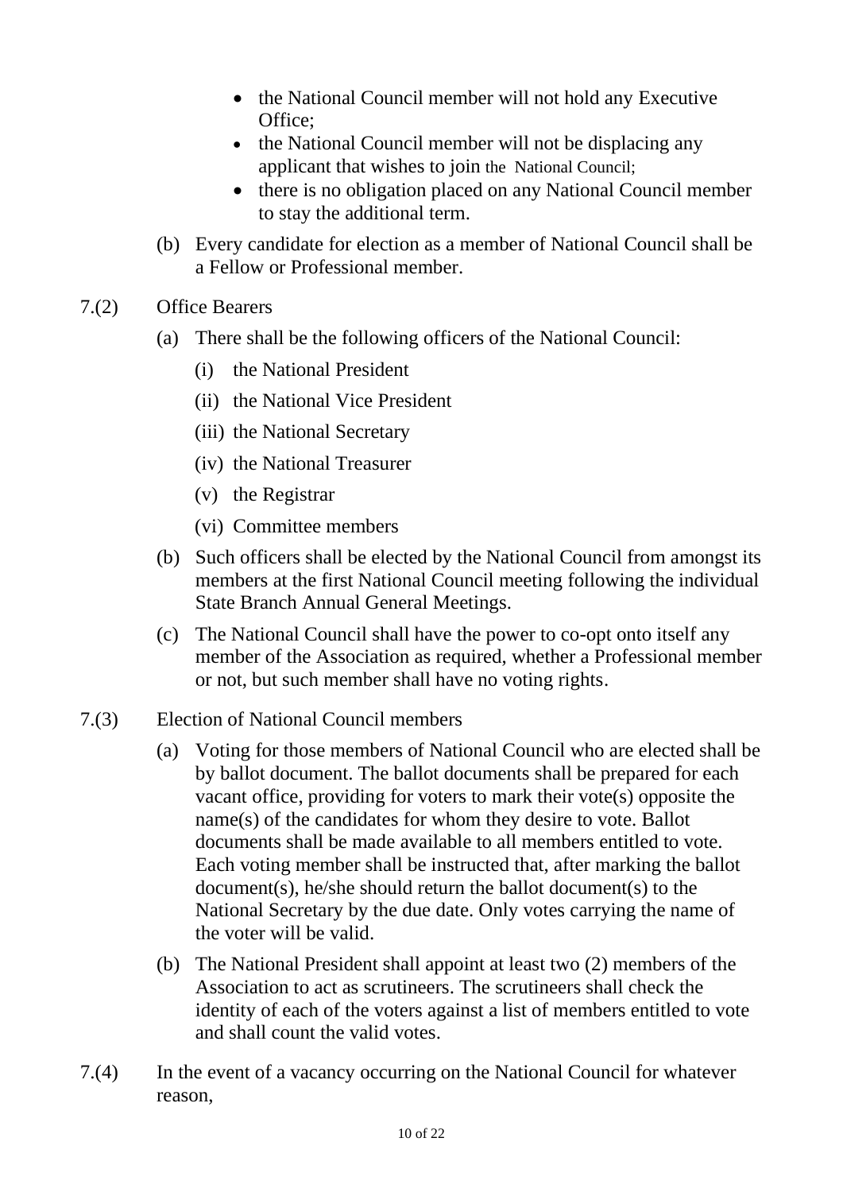- the National Council member will not hold any Executive Office;
- the National Council member will not be displacing any applicant that wishes to join the National Council;
- there is no obligation placed on any National Council member to stay the additional term.

(b) Every candidate for election as a member of National Council shall be a Fellow or Professional member.

7.(2) Office Bearers

(a) There shall be the following officers of the National Council:

(i) the National President

(ii) the National Vice President

(iii) the National Secretary

(iv) the National Treasurer

(v) the Registrar

(vi) Committee members

(b) Such officers shall be elected by the National Council from amongst its members at the first National Council meeting following the individual State Branch Annual General Meetings.

(c) The National Council shall have the power to co-opt onto itself any member of the Association as required, whether a Professional member or not, but such member shall have no voting rights.

7.(3) Election of National Council members

(a) Voting for those members of National Council who are elected shall be by ballot document. The ballot documents shall be prepared for each vacant office, providing for voters to mark their vote(s) opposite the name(s) of the candidates for whom they desire to vote. Ballot documents shall be made available to all members entitled to vote. Each voting member shall be instructed that, after marking the ballot document(s), he/she should return the ballot document(s) to the National Secretary by the due date. Only votes carrying the name of the voter will be valid.

(b) The National President shall appoint at least two (2) members of the Association to act as scrutineers. The scrutineers shall check the identity of each of the voters against a list of members entitled to vote and shall count the valid votes.

7.(4) In the event of a vacancy occurring on the National Council for whatever reason,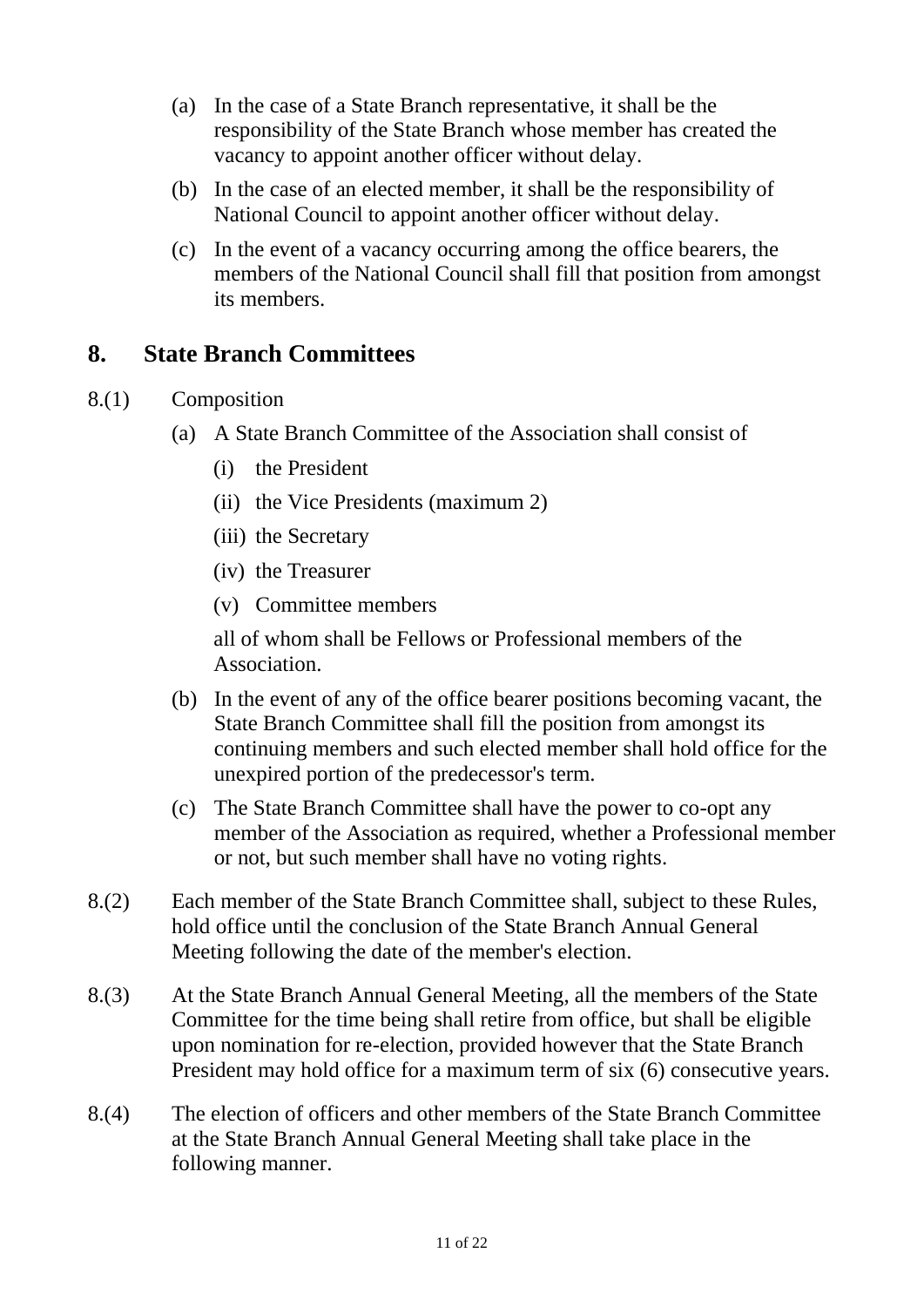(a) In the case of a State Branch representative, it shall be the responsibility of the State Branch whose member has created the vacancy to appoint another officer without delay.

(b) In the case of an elected member, it shall be the responsibility of National Council to appoint another officer without delay.

(c) In the event of a vacancy occurring among the office bearers, the members of the National Council shall fill that position from amongst its members.

## 8. State Branch Committees

8.(1) Composition

(a) A State Branch Committee of the Association shall consist of

(i) the President

(ii) the Vice Presidents (maximum 2)

(iii) the Secretary

(iv) the Treasurer

(v) Committee members

all of whom shall be Fellows or Professional members of the Association.

(b) In the event of any of the office bearer positions becoming vacant, the State Branch Committee shall fill the position from amongst its continuing members and such elected member shall hold office for the unexpired portion of the predecessor's term.

(c) The State Branch Committee shall have the power to co-opt any member of the Association as required, whether a Professional member or not, but such member shall have no voting rights.

8.(2) Each member of the State Branch Committee shall, subject to these Rules, hold office until the conclusion of the State Branch Annual General Meeting following the date of the member's election.

8.(3) At the State Branch Annual General Meeting, all the members of the State Committee for the time being shall retire from office, but shall be eligible upon nomination for re-election, provided however that the State Branch President may hold office for a maximum term of six (6) consecutive years.

8.(4) The election of officers and other members of the State Branch Committee at the State Branch Annual General Meeting shall take place in the following manner.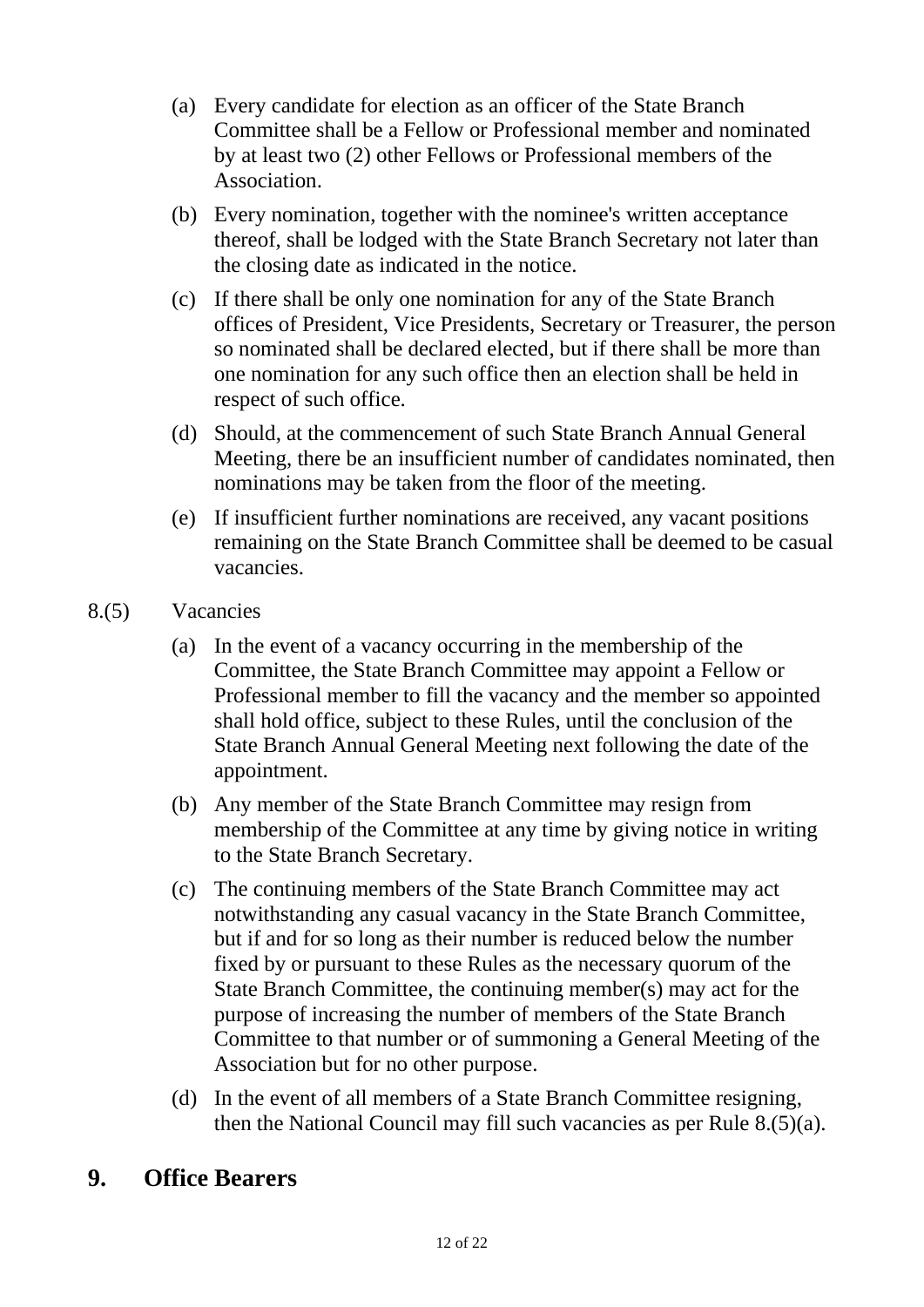(a) Every candidate for election as an officer of the State Branch Committee shall be a Fellow or Professional member and nominated by at least two (2) other Fellows or Professional members of the Association.

(b) Every nomination, together with the nominee's written acceptance thereof, shall be lodged with the State Branch Secretary not later than the closing date as indicated in the notice.

(c) If there shall be only one nomination for any of the State Branch offices of President, Vice Presidents, Secretary or Treasurer, the person so nominated shall be declared elected, but if there shall be more than one nomination for any such office then an election shall be held in respect of such office.

(d) Should, at the commencement of such State Branch Annual General Meeting, there be an insufficient number of candidates nominated, then nominations may be taken from the floor of the meeting.

(e) If insufficient further nominations are received, any vacant positions remaining on the State Branch Committee shall be deemed to be casual vacancies.

8.(5) Vacancies

(a) In the event of a vacancy occurring in the membership of the Committee, the State Branch Committee may appoint a Fellow or Professional member to fill the vacancy and the member so appointed shall hold office, subject to these Rules, until the conclusion of the State Branch Annual General Meeting next following the date of the appointment.

(b) Any member of the State Branch Committee may resign from membership of the Committee at any time by giving notice in writing to the State Branch Secretary.

(c) The continuing members of the State Branch Committee may act notwithstanding any casual vacancy in the State Branch Committee, but if and for so long as their number is reduced below the number fixed by or pursuant to these Rules as the necessary quorum of the State Branch Committee, the continuing member(s) may act for the purpose of increasing the number of members of the State Branch Committee to that number or of summoning a General Meeting of the Association but for no other purpose.

(d) In the event of all members of a State Branch Committee resigning, then the National Council may fill such vacancies as per Rule 8.(5)(a).

## 9. Office Bearers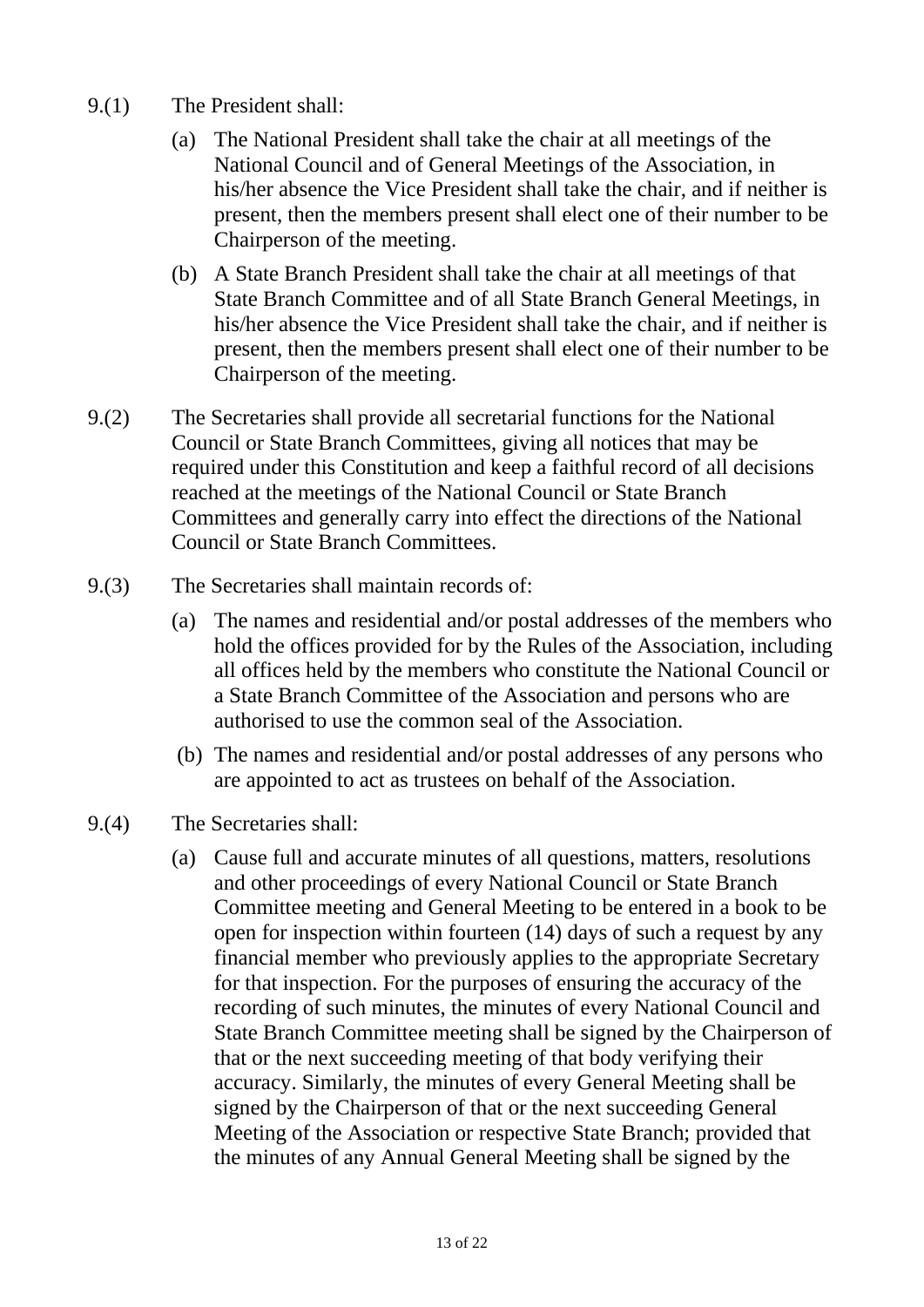9.(1) The President shall:

(a) The National President shall take the chair at all meetings of the National Council and of General Meetings of the Association, in his/her absence the Vice President shall take the chair, and if neither is present, then the members present shall elect one of their number to be Chairperson of the meeting.

(b) A State Branch President shall take the chair at all meetings of that State Branch Committee and of all State Branch General Meetings, in his/her absence the Vice President shall take the chair, and if neither is present, then the members present shall elect one of their number to be Chairperson of the meeting.

9.(2) The Secretaries shall provide all secretarial functions for the National Council or State Branch Committees, giving all notices that may be required under this Constitution and keep a faithful record of all decisions reached at the meetings of the National Council or State Branch Committees and generally carry into effect the directions of the National Council or State Branch Committees.

9.(3) The Secretaries shall maintain records of:

(a) The names and residential and/or postal addresses of the members who hold the offices provided for by the Rules of the Association, including all offices held by the members who constitute the National Council or a State Branch Committee of the Association and persons who are authorised to use the common seal of the Association.

(b) The names and residential and/or postal addresses of any persons who are appointed to act as trustees on behalf of the Association.

9.(4) The Secretaries shall:

(a) Cause full and accurate minutes of all questions, matters, resolutions and other proceedings of every National Council or State Branch Committee meeting and General Meeting to be entered in a book to be open for inspection within fourteen (14) days of such a request by any financial member who previously applies to the appropriate Secretary for that inspection. For the purposes of ensuring the accuracy of the recording of such minutes, the minutes of every National Council and State Branch Committee meeting shall be signed by the Chairperson of that or the next succeeding meeting of that body verifying their accuracy. Similarly, the minutes of every General Meeting shall be signed by the Chairperson of that or the next succeeding General Meeting of the Association or respective State Branch; provided that the minutes of any Annual General Meeting shall be signed by the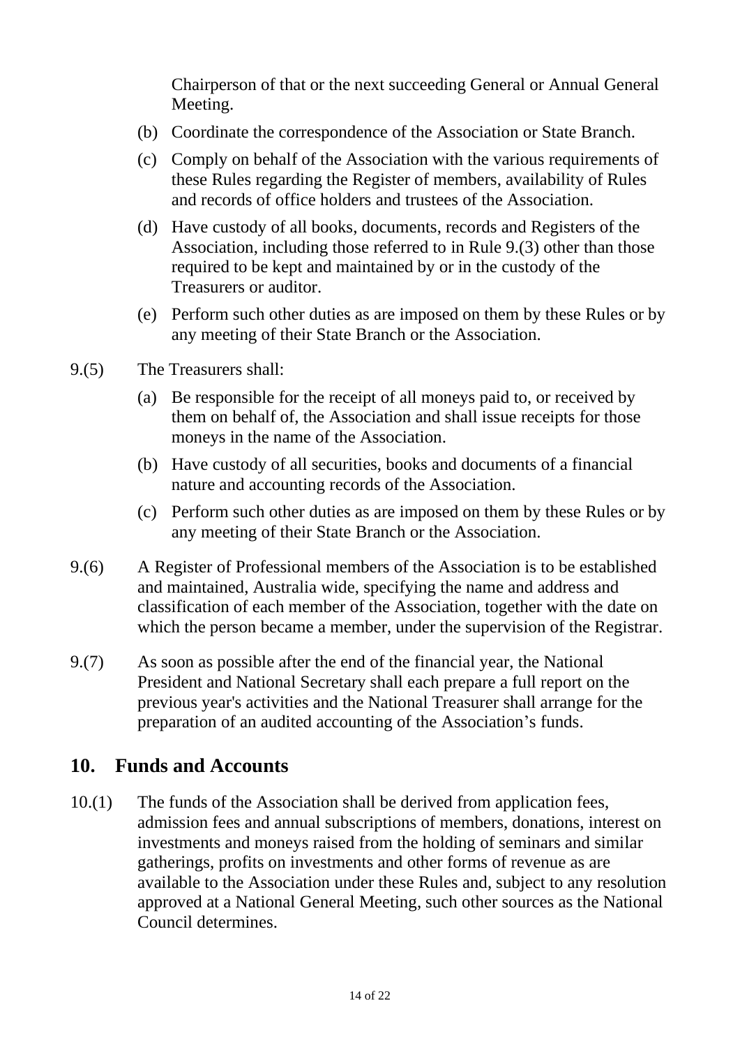Chairperson of that or the next succeeding General or Annual General Meeting.

(b) Coordinate the correspondence of the Association or State Branch.

(c) Comply on behalf of the Association with the various requirements of these Rules regarding the Register of members, availability of Rules and records of office holders and trustees of the Association.

(d) Have custody of all books, documents, records and Registers of the Association, including those referred to in Rule 9.(3) other than those required to be kept and maintained by or in the custody of the Treasurers or auditor.

(e) Perform such other duties as are imposed on them by these Rules or by any meeting of their State Branch or the Association.

9.(5) The Treasurers shall:

(a) Be responsible for the receipt of all moneys paid to, or received by them on behalf of, the Association and shall issue receipts for those moneys in the name of the Association.

(b) Have custody of all securities, books and documents of a financial nature and accounting records of the Association.

(c) Perform such other duties as are imposed on them by these Rules or by any meeting of their State Branch or the Association.

9.(6) A Register of Professional members of the Association is to be established and maintained, Australia wide, specifying the name and address and classification of each member of the Association, together with the date on which the person became a member, under the supervision of the Registrar.

9.(7) As soon as possible after the end of the financial year, the National President and National Secretary shall each prepare a full report on the previous year's activities and the National Treasurer shall arrange for the preparation of an audited accounting of the Association's funds.

## 10. Funds and Accounts

10.(1) The funds of the Association shall be derived from application fees, admission fees and annual subscriptions of members, donations, interest on investments and moneys raised from the holding of seminars and similar gatherings, profits on investments and other forms of revenue as are available to the Association under these Rules and, subject to any resolution approved at a National General Meeting, such other sources as the National Council determines.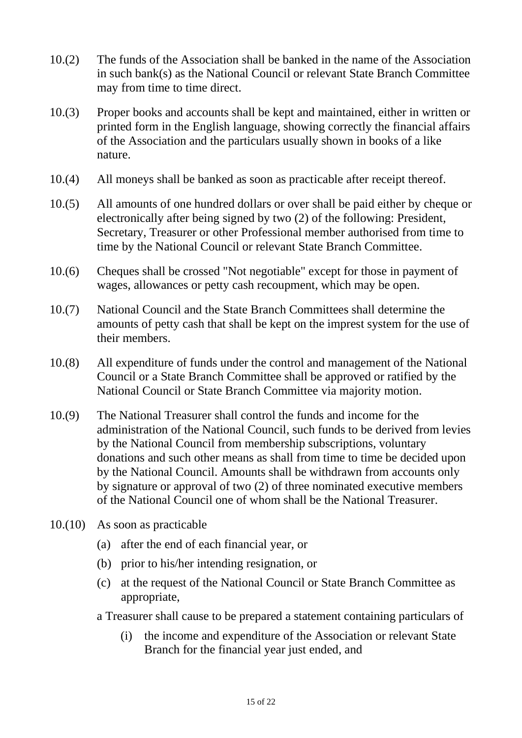10.(2) The funds of the Association shall be banked in the name of the Association in such bank(s) as the National Council or relevant State Branch Committee may from time to time direct.

10.(3) Proper books and accounts shall be kept and maintained, either in written or printed form in the English language, showing correctly the financial affairs of the Association and the particulars usually shown in books of a like nature.

10.(4) All moneys shall be banked as soon as practicable after receipt thereof.

10.(5) All amounts of one hundred dollars or over shall be paid either by cheque or electronically after being signed by two (2) of the following: President, Secretary, Treasurer or other Professional member authorised from time to time by the National Council or relevant State Branch Committee.

10.(6) Cheques shall be crossed "Not negotiable" except for those in payment of wages, allowances or petty cash recoupment, which may be open.

10.(7) National Council and the State Branch Committees shall determine the amounts of petty cash that shall be kept on the imprest system for the use of their members.

10.(8) All expenditure of funds under the control and management of the National Council or a State Branch Committee shall be approved or ratified by the National Council or State Branch Committee via majority motion.

10.(9) The National Treasurer shall control the funds and income for the administration of the National Council, such funds to be derived from levies by the National Council from membership subscriptions, voluntary donations and such other means as shall from time to time be decided upon by the National Council. Amounts shall be withdrawn from accounts only by signature or approval of two (2) of three nominated executive members of the National Council one of whom shall be the National Treasurer.

10.(10) As soon as practicable

(a) after the end of each financial year, or

(b) prior to his/her intending resignation, or

(c) at the request of the National Council or State Branch Committee as appropriate,

a Treasurer shall cause to be prepared a statement containing particulars of

(i) the income and expenditure of the Association or relevant State Branch for the financial year just ended, and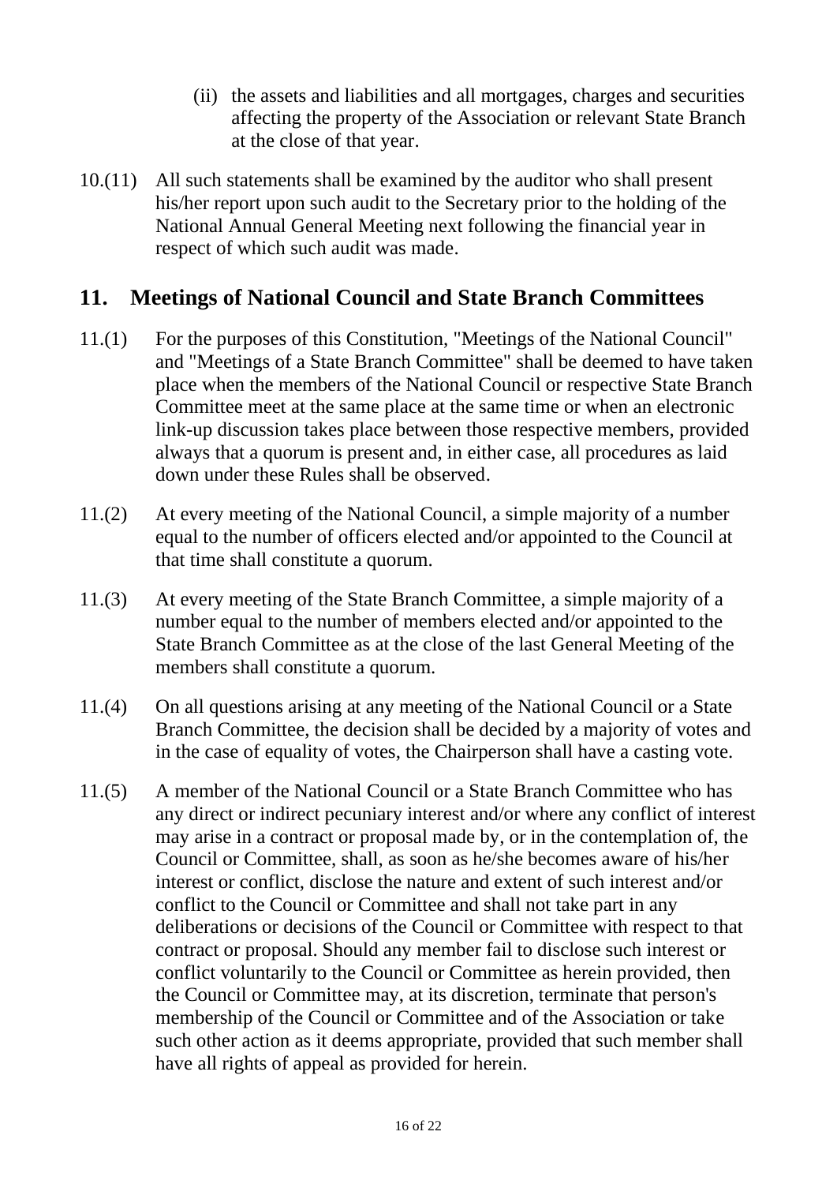(ii) the assets and liabilities and all mortgages, charges and securities affecting the property of the Association or relevant State Branch at the close of that year.

10.(11) All such statements shall be examined by the auditor who shall present his/her report upon such audit to the Secretary prior to the holding of the National Annual General Meeting next following the financial year in respect of which such audit was made.

## 11. Meetings of National Council and State Branch Committees

11.(1) For the purposes of this Constitution, "Meetings of the National Council" and "Meetings of a State Branch Committee" shall be deemed to have taken place when the members of the National Council or respective State Branch Committee meet at the same place at the same time or when an electronic link-up discussion takes place between those respective members, provided always that a quorum is present and, in either case, all procedures as laid down under these Rules shall be observed.

11.(2) At every meeting of the National Council, a simple majority of a number equal to the number of officers elected and/or appointed to the Council at that time shall constitute a quorum.

11.(3) At every meeting of the State Branch Committee, a simple majority of a number equal to the number of members elected and/or appointed to the State Branch Committee as at the close of the last General Meeting of the members shall constitute a quorum.

11.(4) On all questions arising at any meeting of the National Council or a State Branch Committee, the decision shall be decided by a majority of votes and in the case of equality of votes, the Chairperson shall have a casting vote.

11.(5) A member of the National Council or a State Branch Committee who has any direct or indirect pecuniary interest and/or where any conflict of interest may arise in a contract or proposal made by, or in the contemplation of, the Council or Committee, shall, as soon as he/she becomes aware of his/her interest or conflict, disclose the nature and extent of such interest and/or conflict to the Council or Committee and shall not take part in any deliberations or decisions of the Council or Committee with respect to that contract or proposal. Should any member fail to disclose such interest or conflict voluntarily to the Council or Committee as herein provided, then the Council or Committee may, at its discretion, terminate that person's membership of the Council or Committee and of the Association or take such other action as it deems appropriate, provided that such member shall have all rights of appeal as provided for herein.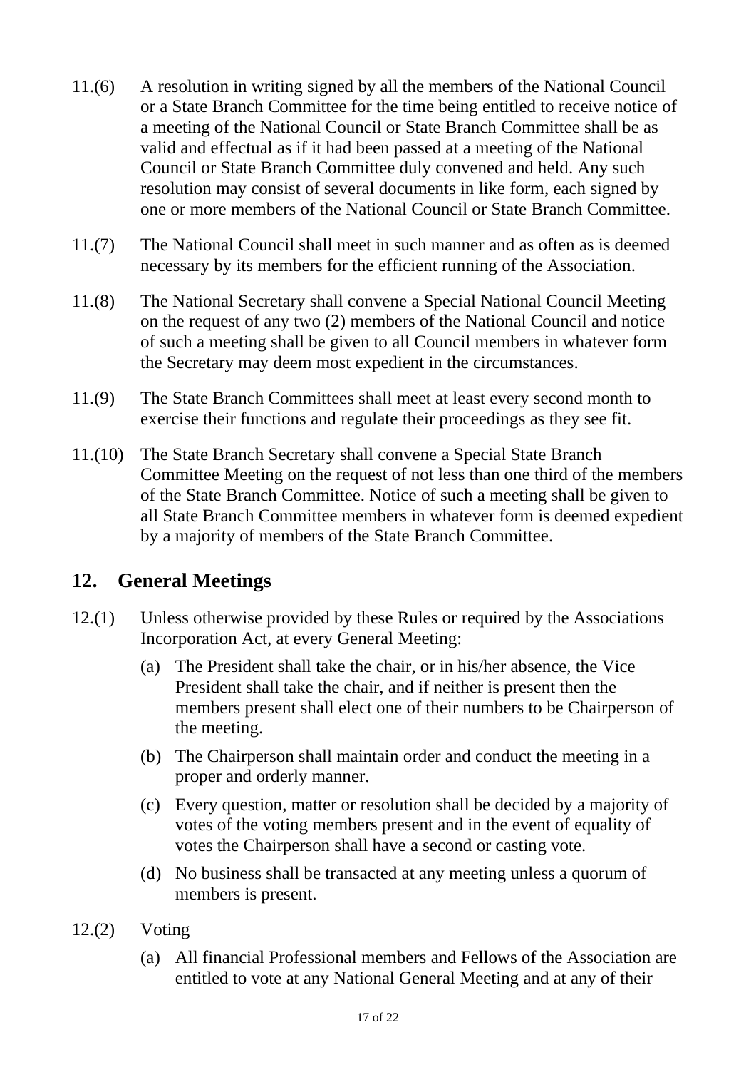11.(6) A resolution in writing signed by all the members of the National Council or a State Branch Committee for the time being entitled to receive notice of a meeting of the National Council or State Branch Committee shall be as valid and effectual as if it had been passed at a meeting of the National Council or State Branch Committee duly convened and held. Any such resolution may consist of several documents in like form, each signed by one or more members of the National Council or State Branch Committee.

11.(7) The National Council shall meet in such manner and as often as is deemed necessary by its members for the efficient running of the Association.

11.(8) The National Secretary shall convene a Special National Council Meeting on the request of any two (2) members of the National Council and notice of such a meeting shall be given to all Council members in whatever form the Secretary may deem most expedient in the circumstances.

11.(9) The State Branch Committees shall meet at least every second month to exercise their functions and regulate their proceedings as they see fit.

11.(10) The State Branch Secretary shall convene a Special State Branch Committee Meeting on the request of not less than one third of the members of the State Branch Committee. Notice of such a meeting shall be given to all State Branch Committee members in whatever form is deemed expedient by a majority of members of the State Branch Committee.

## 12. General Meetings

12.(1) Unless otherwise provided by these Rules or required by the Associations Incorporation Act, at every General Meeting:

(a) The President shall take the chair, or in his/her absence, the Vice President shall take the chair, and if neither is present then the members present shall elect one of their numbers to be Chairperson of the meeting.

(b) The Chairperson shall maintain order and conduct the meeting in a proper and orderly manner.

(c) Every question, matter or resolution shall be decided by a majority of votes of the voting members present and in the event of equality of votes the Chairperson shall have a second or casting vote.

(d) No business shall be transacted at any meeting unless a quorum of members is present.

12.(2) Voting

(a) All financial Professional members and Fellows of the Association are entitled to vote at any National General Meeting and at any of their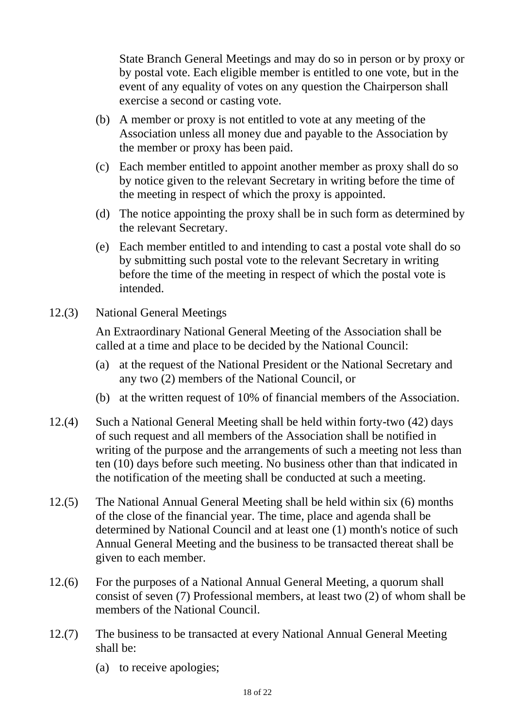State Branch General Meetings and may do so in person or by proxy or by postal vote. Each eligible member is entitled to one vote, but in the event of any equality of votes on any question the Chairperson shall exercise a second or casting vote.

(b) A member or proxy is not entitled to vote at any meeting of the Association unless all money due and payable to the Association by the member or proxy has been paid.

(c) Each member entitled to appoint another member as proxy shall do so by notice given to the relevant Secretary in writing before the time of the meeting in respect of which the proxy is appointed.

(d) The notice appointing the proxy shall be in such form as determined by the relevant Secretary.

(e) Each member entitled to and intending to cast a postal vote shall do so by submitting such postal vote to the relevant Secretary in writing before the time of the meeting in respect of which the postal vote is intended.

12.(3) National General Meetings

An Extraordinary National General Meeting of the Association shall be called at a time and place to be decided by the National Council:

(a) at the request of the National President or the National Secretary and any two (2) members of the National Council, or

(b) at the written request of 10% of financial members of the Association.

12.(4) Such a National General Meeting shall be held within forty-two (42) days of such request and all members of the Association shall be notified in writing of the purpose and the arrangements of such a meeting not less than ten (10) days before such meeting. No business other than that indicated in the notification of the meeting shall be conducted at such a meeting.

12.(5) The National Annual General Meeting shall be held within six (6) months of the close of the financial year. The time, place and agenda shall be determined by National Council and at least one (1) month's notice of such Annual General Meeting and the business to be transacted thereat shall be given to each member.

12.(6) For the purposes of a National Annual General Meeting, a quorum shall consist of seven (7) Professional members, at least two (2) of whom shall be members of the National Council.

12.(7) The business to be transacted at every National Annual General Meeting shall be:

(a) to receive apologies;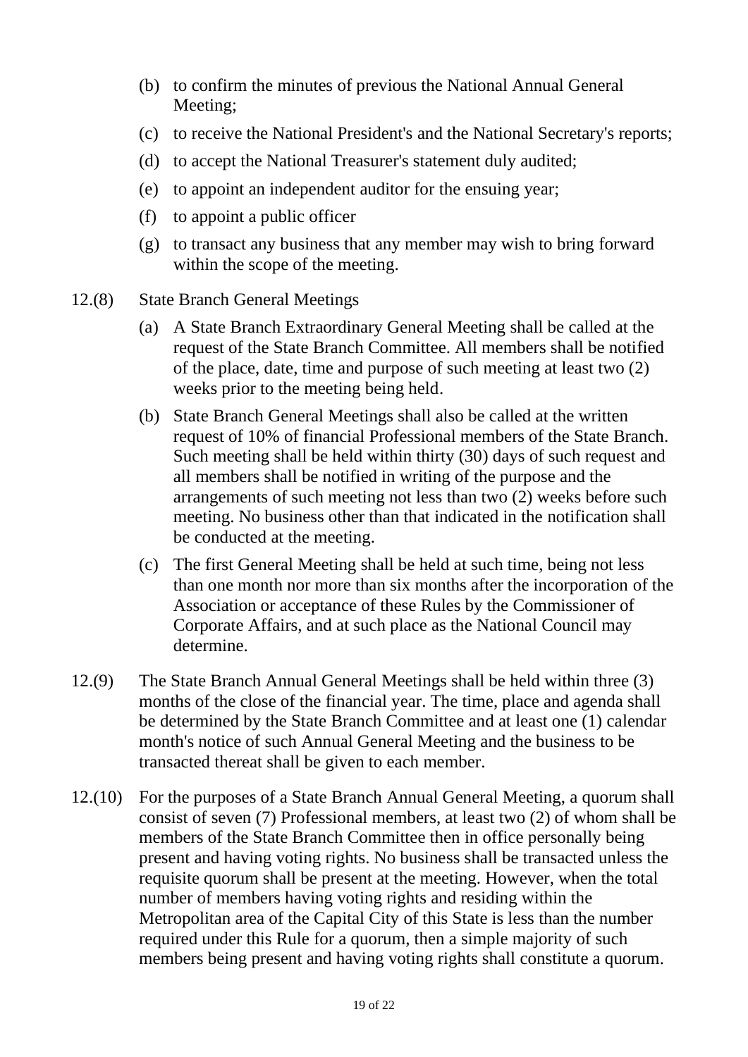(b) to confirm the minutes of previous the National Annual General Meeting;

(c) to receive the National President's and the National Secretary's reports;

(d) to accept the National Treasurer's statement duly audited;

(e) to appoint an independent auditor for the ensuing year;

(f) to appoint a public officer

(g) to transact any business that any member may wish to bring forward within the scope of the meeting.

12.(8) State Branch General Meetings

(a) A State Branch Extraordinary General Meeting shall be called at the request of the State Branch Committee. All members shall be notified of the place, date, time and purpose of such meeting at least two (2) weeks prior to the meeting being held.

(b) State Branch General Meetings shall also be called at the written request of 10% of financial Professional members of the State Branch. Such meeting shall be held within thirty (30) days of such request and all members shall be notified in writing of the purpose and the arrangements of such meeting not less than two (2) weeks before such meeting. No business other than that indicated in the notification shall be conducted at the meeting.

(c) The first General Meeting shall be held at such time, being not less than one month nor more than six months after the incorporation of the Association or acceptance of these Rules by the Commissioner of Corporate Affairs, and at such place as the National Council may determine.

12.(9) The State Branch Annual General Meetings shall be held within three (3) months of the close of the financial year. The time, place and agenda shall be determined by the State Branch Committee and at least one (1) calendar month's notice of such Annual General Meeting and the business to be transacted thereat shall be given to each member.

12.(10) For the purposes of a State Branch Annual General Meeting, a quorum shall consist of seven (7) Professional members, at least two (2) of whom shall be members of the State Branch Committee then in office personally being present and having voting rights. No business shall be transacted unless the requisite quorum shall be present at the meeting. However, when the total number of members having voting rights and residing within the Metropolitan area of the Capital City of this State is less than the number required under this Rule for a quorum, then a simple majority of such members being present and having voting rights shall constitute a quorum.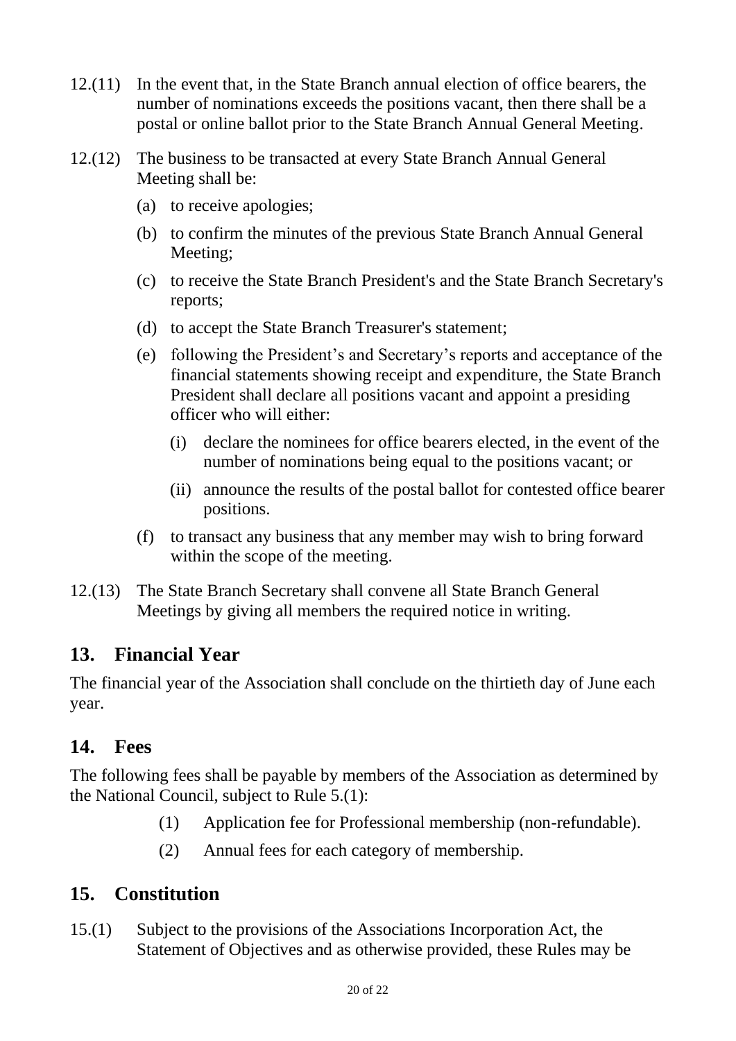12.(11) In the event that, in the State Branch annual election of office bearers, the number of nominations exceeds the positions vacant, then there shall be a postal or online ballot prior to the State Branch Annual General Meeting.

12.(12) The business to be transacted at every State Branch Annual General Meeting shall be:

- (a) to receive apologies;
- (b) to confirm the minutes of the previous State Branch Annual General Meeting;
- (c) to receive the State Branch President's and the State Branch Secretary's reports;
- (d) to accept the State Branch Treasurer's statement;
- (e) following the President's and Secretary's reports and acceptance of the financial statements showing receipt and expenditure, the State Branch President shall declare all positions vacant and appoint a presiding officer who will either:
  - (i) declare the nominees for office bearers elected, in the event of the number of nominations being equal to the positions vacant; or
  - (ii) announce the results of the postal ballot for contested office bearer positions.
- (f) to transact any business that any member may wish to bring forward within the scope of the meeting.

12.(13) The State Branch Secretary shall convene all State Branch General Meetings by giving all members the required notice in writing.

## 13. Financial Year

The financial year of the Association shall conclude on the thirtieth day of June each year.

## 14. Fees

The following fees shall be payable by members of the Association as determined by the National Council, subject to Rule 5.(1):

(1) Application fee for Professional membership (non-refundable).

(2) Annual fees for each category of membership.

## 15. Constitution

15.(1) Subject to the provisions of the Associations Incorporation Act, the Statement of Objectives and as otherwise provided, these Rules may be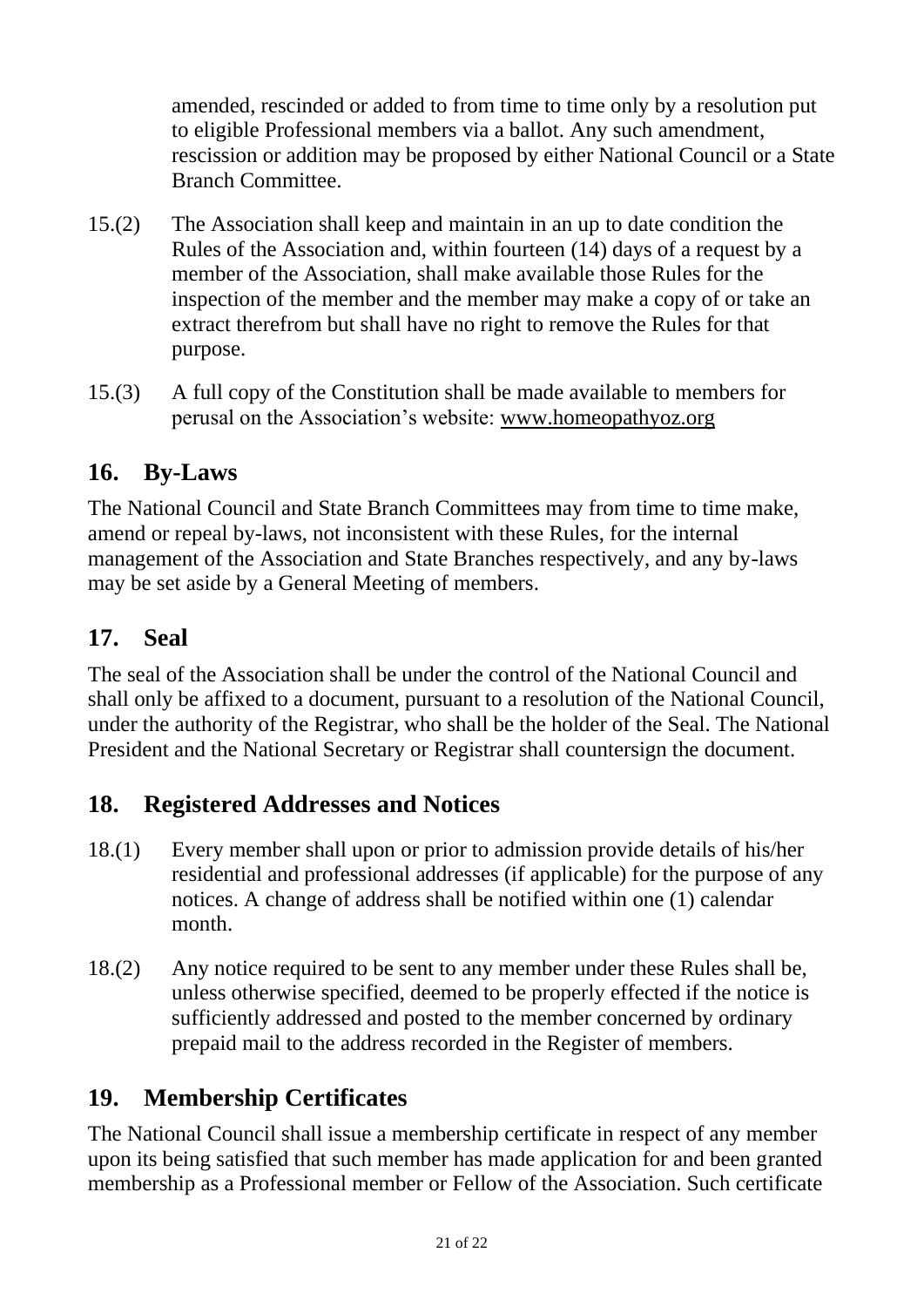amended, rescinded or added to from time to time only by a resolution put to eligible Professional members via a ballot. Any such amendment, rescission or addition may be proposed by either National Council or a State Branch Committee.

15.(2) The Association shall keep and maintain in an up to date condition the Rules of the Association and, within fourteen (14) days of a request by a member of the Association, shall make available those Rules for the inspection of the member and the member may make a copy of or take an extract therefrom but shall have no right to remove the Rules for that purpose.

15.(3) A full copy of the Constitution shall be made available to members for perusal on the Association's website: www.homeopathyoz.org

## 16. By-Laws

The National Council and State Branch Committees may from time to time make, amend or repeal by-laws, not inconsistent with these Rules, for the internal management of the Association and State Branches respectively, and any by-laws may be set aside by a General Meeting of members.

## 17. Seal

The seal of the Association shall be under the control of the National Council and shall only be affixed to a document, pursuant to a resolution of the National Council, under the authority of the Registrar, who shall be the holder of the Seal. The National President and the National Secretary or Registrar shall countersign the document.

## 18. Registered Addresses and Notices

18.(1) Every member shall upon or prior to admission provide details of his/her residential and professional addresses (if applicable) for the purpose of any notices. A change of address shall be notified within one (1) calendar month.

18.(2) Any notice required to be sent to any member under these Rules shall be, unless otherwise specified, deemed to be properly effected if the notice is sufficiently addressed and posted to the member concerned by ordinary prepaid mail to the address recorded in the Register of members.

## 19. Membership Certificates

The National Council shall issue a membership certificate in respect of any member upon its being satisfied that such member has made application for and been granted membership as a Professional member or Fellow of the Association. Such certificate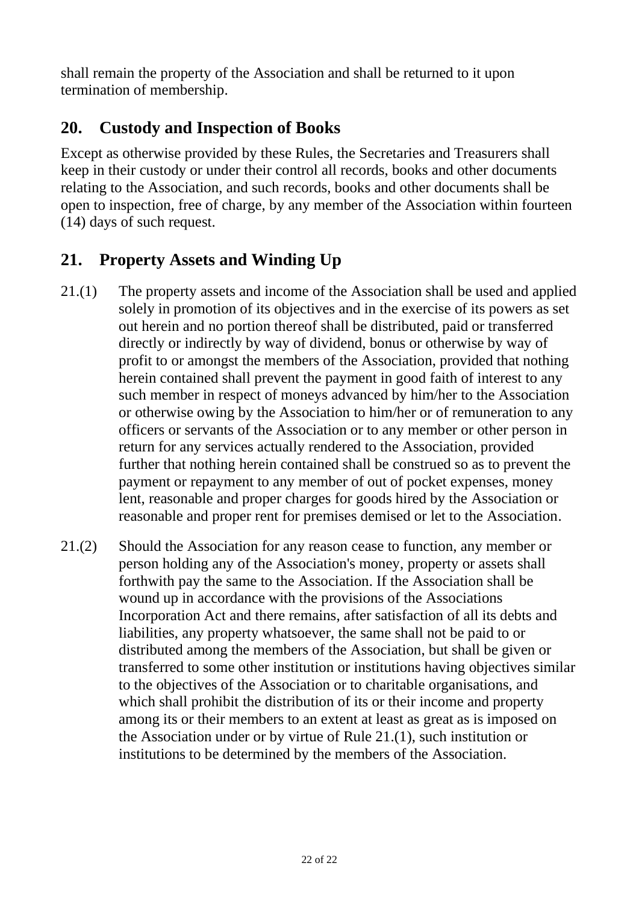shall remain the property of the Association and shall be returned to it upon termination of membership.

## 20. Custody and Inspection of Books

Except as otherwise provided by these Rules, the Secretaries and Treasurers shall keep in their custody or under their control all records, books and other documents relating to the Association, and such records, books and other documents shall be open to inspection, free of charge, by any member of the Association within fourteen (14) days of such request.

## 21. Property Assets and Winding Up

21.(1) The property assets and income of the Association shall be used and applied solely in promotion of its objectives and in the exercise of its powers as set out herein and no portion thereof shall be distributed, paid or transferred directly or indirectly by way of dividend, bonus or otherwise by way of profit to or amongst the members of the Association, provided that nothing herein contained shall prevent the payment in good faith of interest to any such member in respect of moneys advanced by him/her to the Association or otherwise owing by the Association to him/her or of remuneration to any officers or servants of the Association or to any member or other person in return for any services actually rendered to the Association, provided further that nothing herein contained shall be construed so as to prevent the payment or repayment to any member of out of pocket expenses, money lent, reasonable and proper charges for goods hired by the Association or reasonable and proper rent for premises demised or let to the Association.

21.(2) Should the Association for any reason cease to function, any member or person holding any of the Association's money, property or assets shall forthwith pay the same to the Association. If the Association shall be wound up in accordance with the provisions of the Associations Incorporation Act and there remains, after satisfaction of all its debts and liabilities, any property whatsoever, the same shall not be paid to or distributed among the members of the Association, but shall be given or transferred to some other institution or institutions having objectives similar to the objectives of the Association or to charitable organisations, and which shall prohibit the distribution of its or their income and property among its or their members to an extent at least as great as is imposed on the Association under or by virtue of Rule 21.(1), such institution or institutions to be determined by the members of the Association.